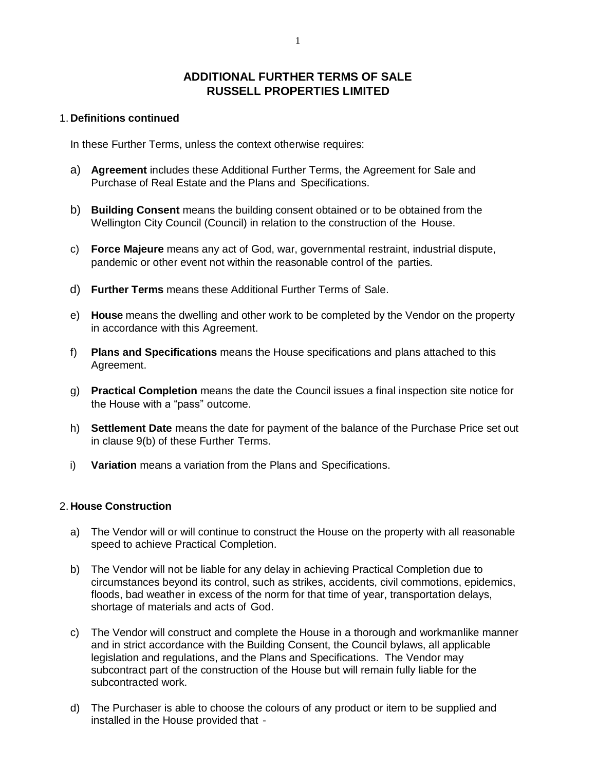# ADDITIONAL FURTHER TERMS OF SALE
# RUSSELL PROPERTIES LIMITED

1. **Definitions continued**

   In these Further Terms, unless the context otherwise requires:

   a) **Agreement** includes these Additional Further Terms, the Agreement for Sale and Purchase of Real Estate and the Plans and Specifications.

   b) **Building Consent** means the building consent obtained or to be obtained from the Wellington City Council (Council) in relation to the construction of the House.

   c) **Force Majeure** means any act of God, war, governmental restraint, industrial dispute, pandemic or other event not within the reasonable control of the parties.

   d) **Further Terms** means these Additional Further Terms of Sale.

   e) **House** means the dwelling and other work to be completed by the Vendor on the property in accordance with this Agreement.

   f) **Plans and Specifications** means the House specifications and plans attached to this Agreement.

   g) **Practical Completion** means the date the Council issues a final inspection site notice for the House with a "pass" outcome.

   h) **Settlement Date** means the date for payment of the balance of the Purchase Price set out in clause 9(b) of these Further Terms.

   i) **Variation** means a variation from the Plans and Specifications.

2. **House Construction**

   a) The Vendor will or will continue to construct the House on the property with all reasonable speed to achieve Practical Completion.

   b) The Vendor will not be liable for any delay in achieving Practical Completion due to circumstances beyond its control, such as strikes, accidents, civil commotions, epidemics, floods, bad weather in excess of the norm for that time of year, transportation delays, shortage of materials and acts of God.

   c) The Vendor will construct and complete the House in a thorough and workmanlike manner and in strict accordance with the Building Consent, the Council bylaws, all applicable legislation and regulations, and the Plans and Specifications. The Vendor may subcontract part of the construction of the House but will remain fully liable for the subcontracted work.

   d) The Purchaser is able to choose the colours of any product or item to be supplied and installed in the House provided that -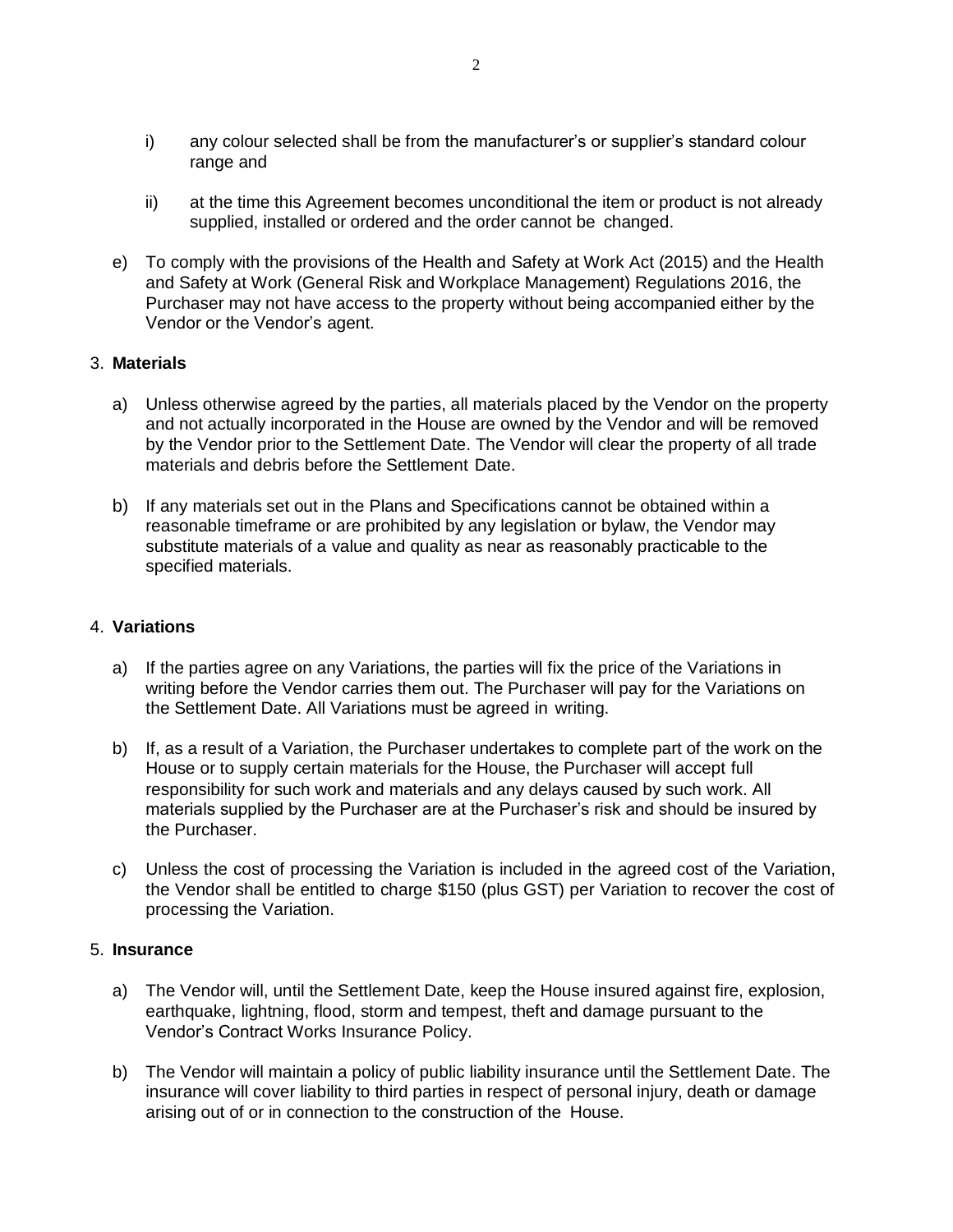i) any colour selected shall be from the manufacturer's or supplier's standard colour range and

ii) at the time this Agreement becomes unconditional the item or product is not already supplied, installed or ordered and the order cannot be changed.

e) To comply with the provisions of the Health and Safety at Work Act (2015) and the Health and Safety at Work (General Risk and Workplace Management) Regulations 2016, the Purchaser may not have access to the property without being accompanied either by the Vendor or the Vendor's agent.

3. **Materials**

a) Unless otherwise agreed by the parties, all materials placed by the Vendor on the property and not actually incorporated in the House are owned by the Vendor and will be removed by the Vendor prior to the Settlement Date. The Vendor will clear the property of all trade materials and debris before the Settlement Date.

b) If any materials set out in the Plans and Specifications cannot be obtained within a reasonable timeframe or are prohibited by any legislation or bylaw, the Vendor may substitute materials of a value and quality as near as reasonably practicable to the specified materials.

4. **Variations**

a) If the parties agree on any Variations, the parties will fix the price of the Variations in writing before the Vendor carries them out. The Purchaser will pay for the Variations on the Settlement Date. All Variations must be agreed in writing.

b) If, as a result of a Variation, the Purchaser undertakes to complete part of the work on the House or to supply certain materials for the House, the Purchaser will accept full responsibility for such work and materials and any delays caused by such work. All materials supplied by the Purchaser are at the Purchaser's risk and should be insured by the Purchaser.

c) Unless the cost of processing the Variation is included in the agreed cost of the Variation, the Vendor shall be entitled to charge $150 (plus GST) per Variation to recover the cost of processing the Variation.

5. **Insurance**

a) The Vendor will, until the Settlement Date, keep the House insured against fire, explosion, earthquake, lightning, flood, storm and tempest, theft and damage pursuant to the Vendor's Contract Works Insurance Policy.

b) The Vendor will maintain a policy of public liability insurance until the Settlement Date. The insurance will cover liability to third parties in respect of personal injury, death or damage arising out of or in connection to the construction of the House.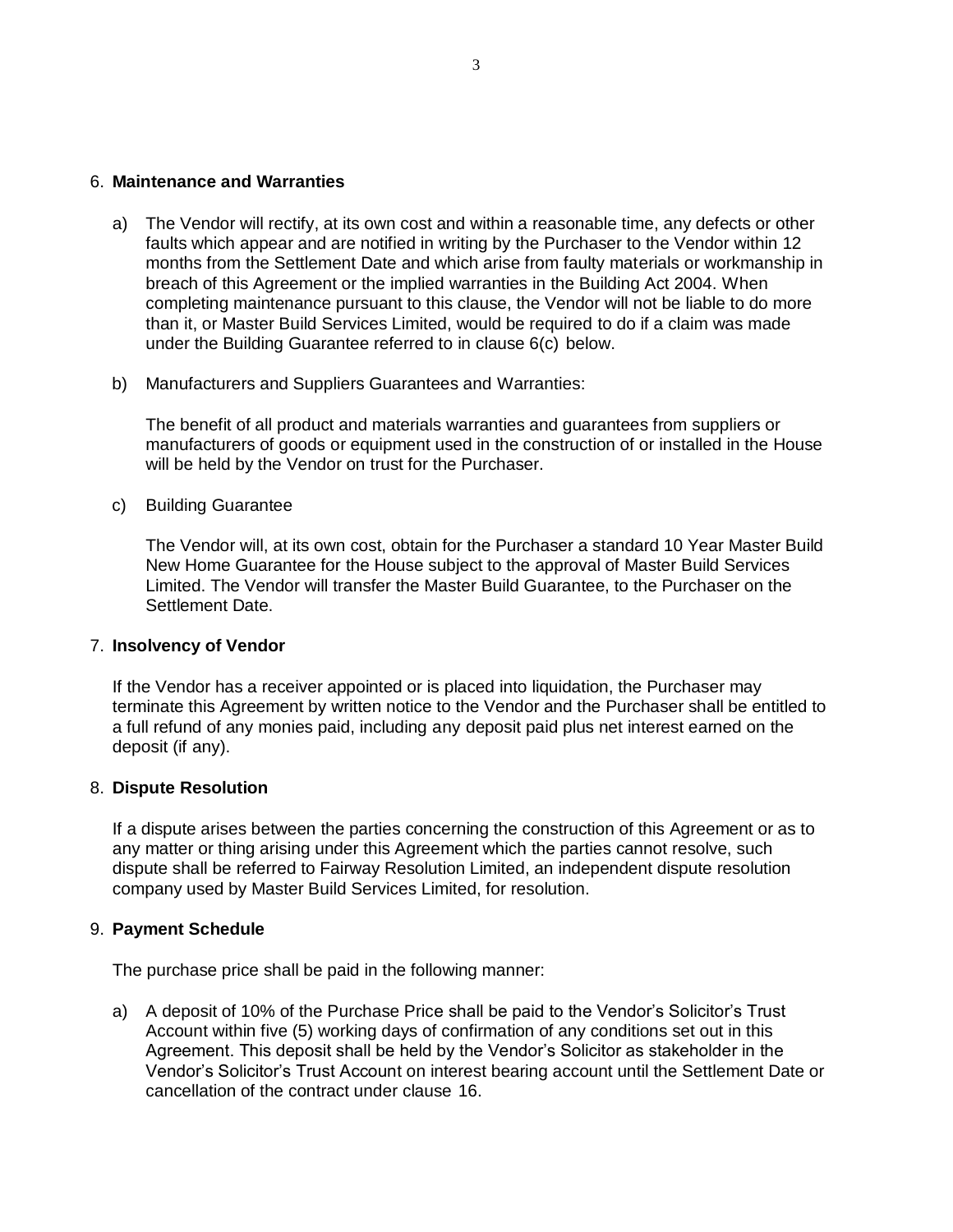6. **Maintenance and Warranties**

   a) The Vendor will rectify, at its own cost and within a reasonable time, any defects or other faults which appear and are notified in writing by the Purchaser to the Vendor within 12 months from the Settlement Date and which arise from faulty materials or workmanship in breach of this Agreement or the implied warranties in the Building Act 2004. When completing maintenance pursuant to this clause, the Vendor will not be liable to do more than it, or Master Build Services Limited, would be required to do if a claim was made under the Building Guarantee referred to in clause 6(c) below.

   b) Manufacturers and Suppliers Guarantees and Warranties:

      The benefit of all product and materials warranties and guarantees from suppliers or manufacturers of goods or equipment used in the construction of or installed in the House will be held by the Vendor on trust for the Purchaser.

   c) Building Guarantee

      The Vendor will, at its own cost, obtain for the Purchaser a standard 10 Year Master Build New Home Guarantee for the House subject to the approval of Master Build Services Limited. The Vendor will transfer the Master Build Guarantee, to the Purchaser on the Settlement Date.

7. **Insolvency of Vendor**

   If the Vendor has a receiver appointed or is placed into liquidation, the Purchaser may terminate this Agreement by written notice to the Vendor and the Purchaser shall be entitled to a full refund of any monies paid, including any deposit paid plus net interest earned on the deposit (if any).

8. **Dispute Resolution**

   If a dispute arises between the parties concerning the construction of this Agreement or as to any matter or thing arising under this Agreement which the parties cannot resolve, such dispute shall be referred to Fairway Resolution Limited, an independent dispute resolution company used by Master Build Services Limited, for resolution.

9. **Payment Schedule**

   The purchase price shall be paid in the following manner:

   a) A deposit of 10% of the Purchase Price shall be paid to the Vendor's Solicitor's Trust Account within five (5) working days of confirmation of any conditions set out in this Agreement. This deposit shall be held by the Vendor's Solicitor as stakeholder in the Vendor's Solicitor's Trust Account on interest bearing account until the Settlement Date or cancellation of the contract under clause 16.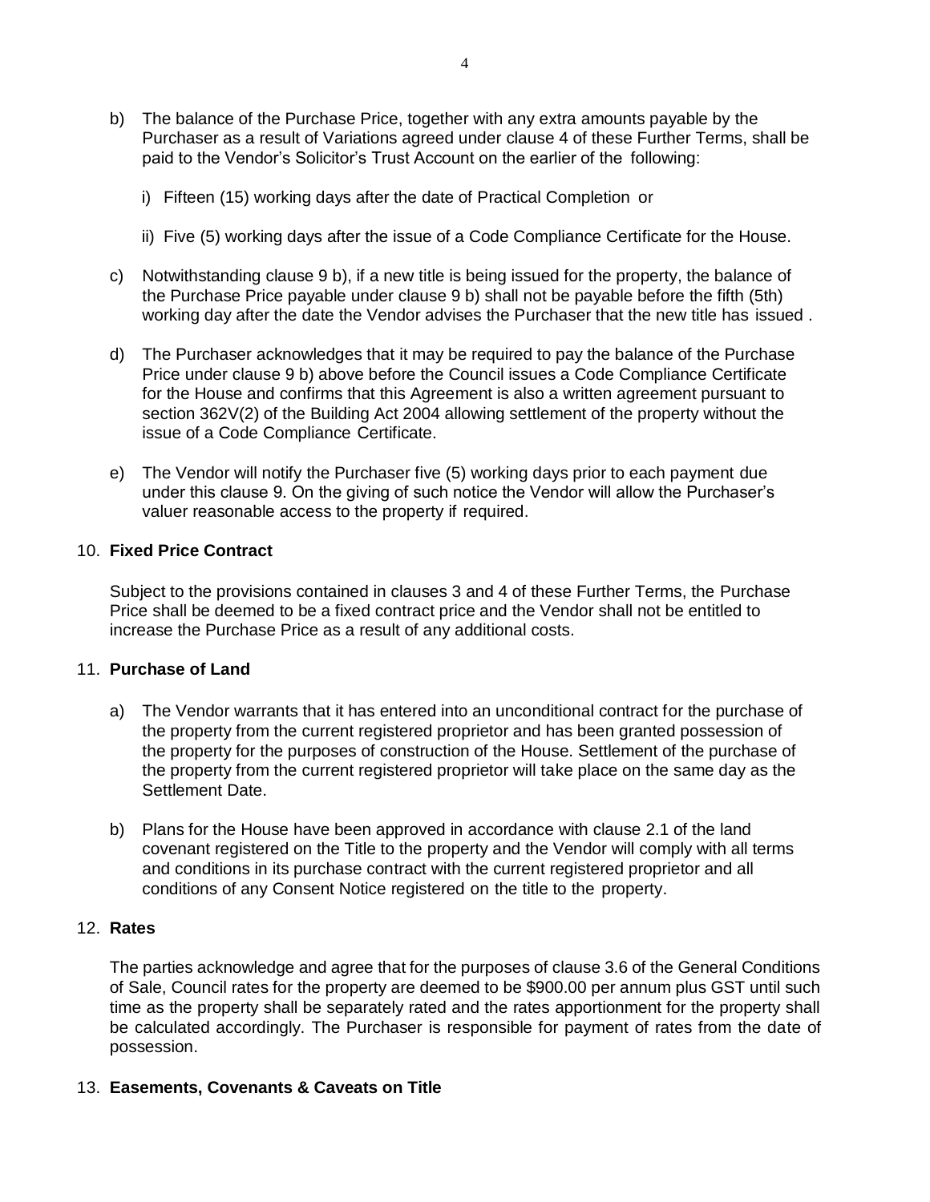b) The balance of the Purchase Price, together with any extra amounts payable by the Purchaser as a result of Variations agreed under clause 4 of these Further Terms, shall be paid to the Vendor's Solicitor's Trust Account on the earlier of the following:

   i) Fifteen (15) working days after the date of Practical Completion or

   ii) Five (5) working days after the issue of a Code Compliance Certificate for the House.

c) Notwithstanding clause 9 b), if a new title is being issued for the property, the balance of the Purchase Price payable under clause 9 b) shall not be payable before the fifth (5th) working day after the date the Vendor advises the Purchaser that the new title has issued .

d) The Purchaser acknowledges that it may be required to pay the balance of the Purchase Price under clause 9 b) above before the Council issues a Code Compliance Certificate for the House and confirms that this Agreement is also a written agreement pursuant to section 362V(2) of the Building Act 2004 allowing settlement of the property without the issue of a Code Compliance Certificate.

e) The Vendor will notify the Purchaser five (5) working days prior to each payment due under this clause 9. On the giving of such notice the Vendor will allow the Purchaser's valuer reasonable access to the property if required.

10. **Fixed Price Contract**

    Subject to the provisions contained in clauses 3 and 4 of these Further Terms, the Purchase Price shall be deemed to be a fixed contract price and the Vendor shall not be entitled to increase the Purchase Price as a result of any additional costs.

11. **Purchase of Land**

    a) The Vendor warrants that it has entered into an unconditional contract for the purchase of the property from the current registered proprietor and has been granted possession of the property for the purposes of construction of the House. Settlement of the purchase of the property from the current registered proprietor will take place on the same day as the Settlement Date.

    b) Plans for the House have been approved in accordance with clause 2.1 of the land covenant registered on the Title to the property and the Vendor will comply with all terms and conditions in its purchase contract with the current registered proprietor and all conditions of any Consent Notice registered on the title to the property.

12. **Rates**

    The parties acknowledge and agree that for the purposes of clause 3.6 of the General Conditions of Sale, Council rates for the property are deemed to be $900.00 per annum plus GST until such time as the property shall be separately rated and the rates apportionment for the property shall be calculated accordingly. The Purchaser is responsible for payment of rates from the date of possession.

13. **Easements, Covenants & Caveats on Title**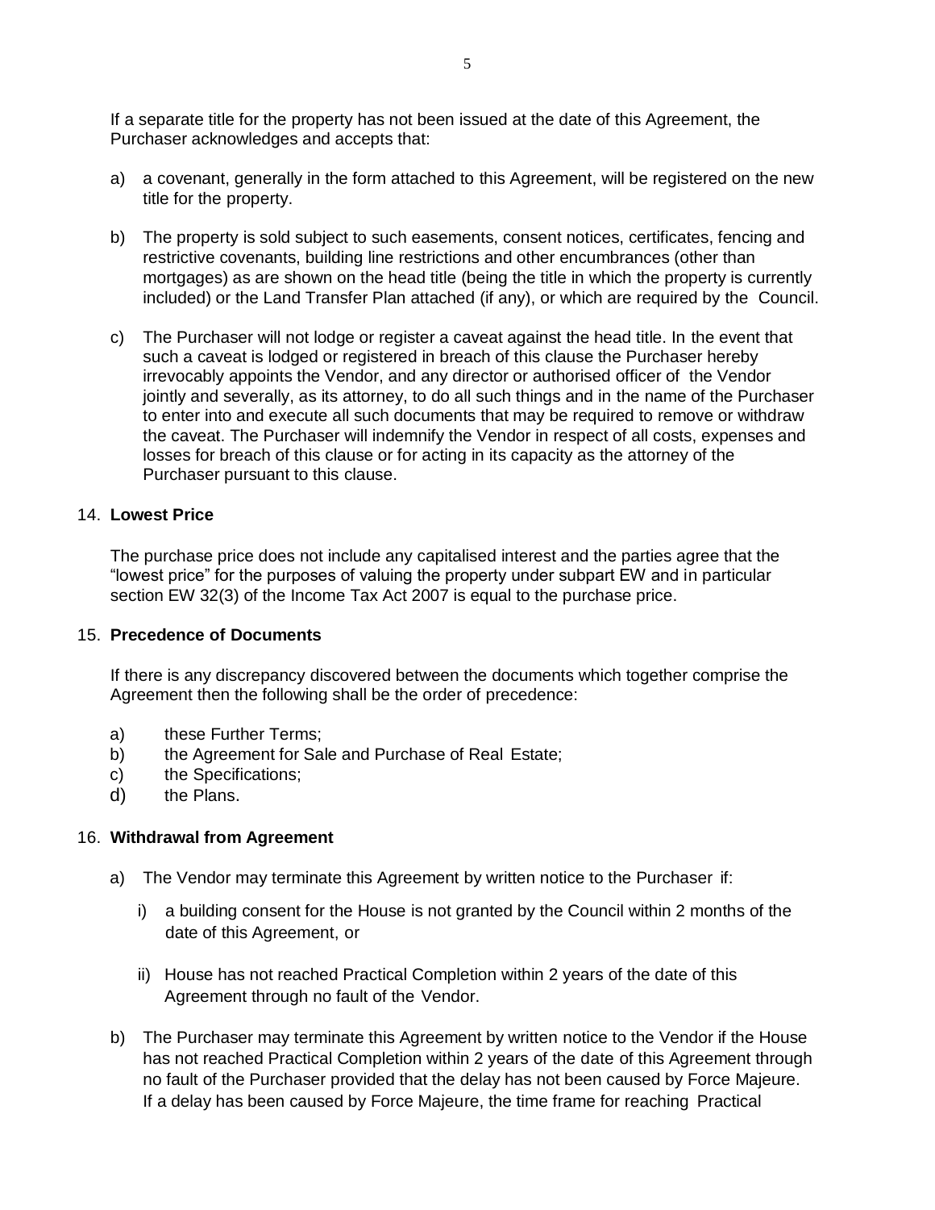If a separate title for the property has not been issued at the date of this Agreement, the Purchaser acknowledges and accepts that:

a) a covenant, generally in the form attached to this Agreement, will be registered on the new title for the property.

b) The property is sold subject to such easements, consent notices, certificates, fencing and restrictive covenants, building line restrictions and other encumbrances (other than mortgages) as are shown on the head title (being the title in which the property is currently included) or the Land Transfer Plan attached (if any), or which are required by the Council.

c) The Purchaser will not lodge or register a caveat against the head title. In the event that such a caveat is lodged or registered in breach of this clause the Purchaser hereby irrevocably appoints the Vendor, and any director or authorised officer of the Vendor jointly and severally, as its attorney, to do all such things and in the name of the Purchaser to enter into and execute all such documents that may be required to remove or withdraw the caveat. The Purchaser will indemnify the Vendor in respect of all costs, expenses and losses for breach of this clause or for acting in its capacity as the attorney of the Purchaser pursuant to this clause.

14. **Lowest Price**

The purchase price does not include any capitalised interest and the parties agree that the "lowest price" for the purposes of valuing the property under subpart EW and in particular section EW 32(3) of the Income Tax Act 2007 is equal to the purchase price.

15. **Precedence of Documents**

If there is any discrepancy discovered between the documents which together comprise the Agreement then the following shall be the order of precedence:

a) these Further Terms;
b) the Agreement for Sale and Purchase of Real Estate;
c) the Specifications;
d) the Plans.

16. **Withdrawal from Agreement**

a) The Vendor may terminate this Agreement by written notice to the Purchaser if:

   i) a building consent for the House is not granted by the Council within 2 months of the date of this Agreement, or

   ii) House has not reached Practical Completion within 2 years of the date of this Agreement through no fault of the Vendor.

b) The Purchaser may terminate this Agreement by written notice to the Vendor if the House has not reached Practical Completion within 2 years of the date of this Agreement through no fault of the Purchaser provided that the delay has not been caused by Force Majeure. If a delay has been caused by Force Majeure, the time frame for reaching Practical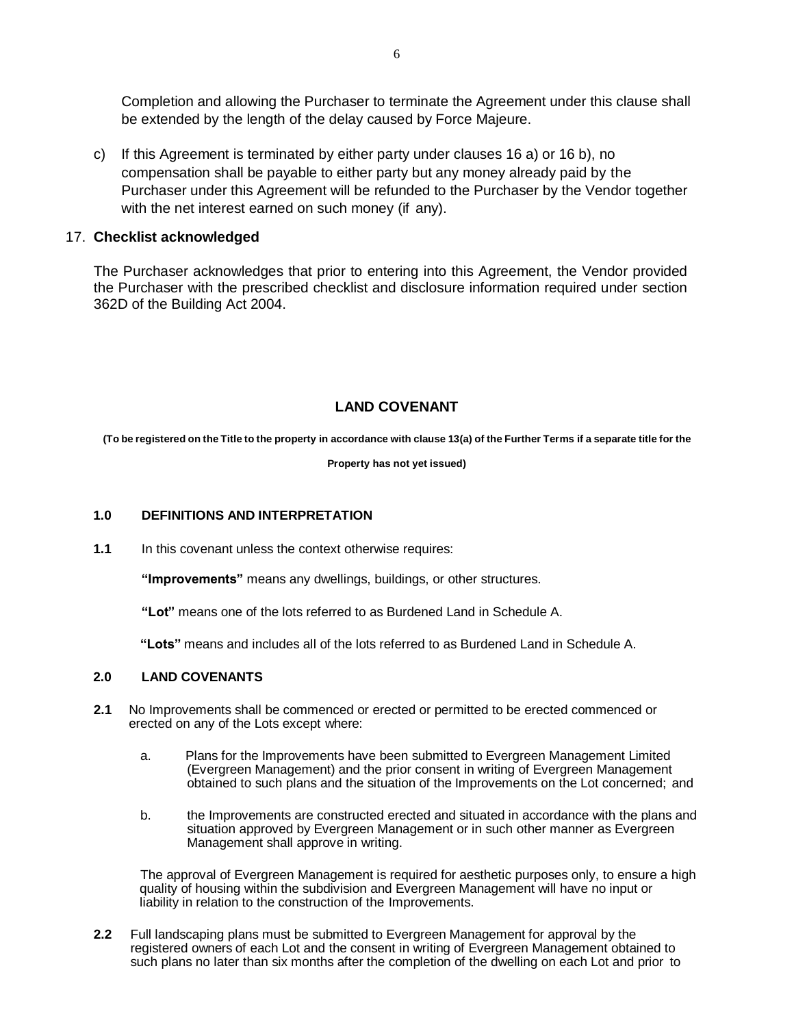Completion and allowing the Purchaser to terminate the Agreement under this clause shall be extended by the length of the delay caused by Force Majeure.

c) If this Agreement is terminated by either party under clauses 16 a) or 16 b), no compensation shall be payable to either party but any money already paid by the Purchaser under this Agreement will be refunded to the Purchaser by the Vendor together with the net interest earned on such money (if any).

17. **Checklist acknowledged**

The Purchaser acknowledges that prior to entering into this Agreement, the Vendor provided the Purchaser with the prescribed checklist and disclosure information required under section 362D of the Building Act 2004.

## LAND COVENANT

**(To be registered on the Title to the property in accordance with clause 13(a) of the Further Terms if a separate title for the Property has not yet issued)**

### 1.0 DEFINITIONS AND INTERPRETATION

**1.1** In this covenant unless the context otherwise requires:

**"Improvements"** means any dwellings, buildings, or other structures.

**"Lot"** means one of the lots referred to as Burdened Land in Schedule A.

**"Lots"** means and includes all of the lots referred to as Burdened Land in Schedule A.

### 2.0 LAND COVENANTS

**2.1** No Improvements shall be commenced or erected or permitted to be erected commenced or erected on any of the Lots except where:

a. Plans for the Improvements have been submitted to Evergreen Management Limited (Evergreen Management) and the prior consent in writing of Evergreen Management obtained to such plans and the situation of the Improvements on the Lot concerned; and

b. the Improvements are constructed erected and situated in accordance with the plans and situation approved by Evergreen Management or in such other manner as Evergreen Management shall approve in writing.

The approval of Evergreen Management is required for aesthetic purposes only, to ensure a high quality of housing within the subdivision and Evergreen Management will have no input or liability in relation to the construction of the Improvements.

**2.2** Full landscaping plans must be submitted to Evergreen Management for approval by the registered owners of each Lot and the consent in writing of Evergreen Management obtained to such plans no later than six months after the completion of the dwelling on each Lot and prior to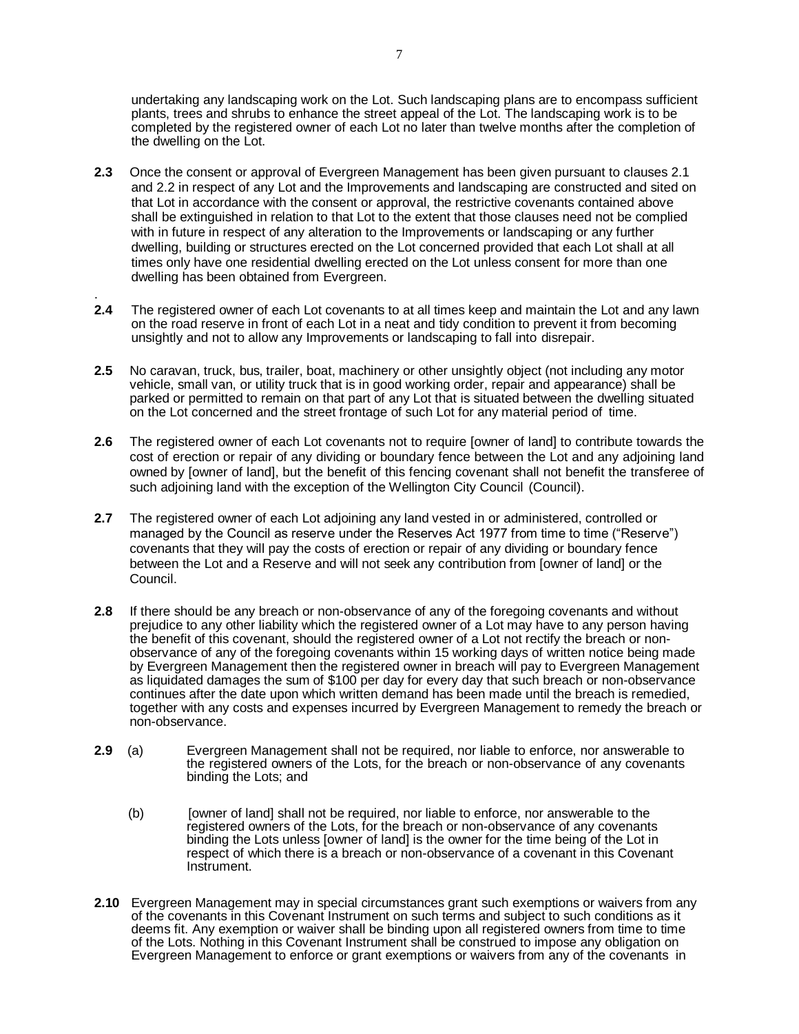undertaking any landscaping work on the Lot. Such landscaping plans are to encompass sufficient plants, trees and shrubs to enhance the street appeal of the Lot. The landscaping work is to be completed by the registered owner of each Lot no later than twelve months after the completion of the dwelling on the Lot.

**2.3** Once the consent or approval of Evergreen Management has been given pursuant to clauses 2.1 and 2.2 in respect of any Lot and the Improvements and landscaping are constructed and sited on that Lot in accordance with the consent or approval, the restrictive covenants contained above shall be extinguished in relation to that Lot to the extent that those clauses need not be complied with in future in respect of any alteration to the Improvements or landscaping or any further dwelling, building or structures erected on the Lot concerned provided that each Lot shall at all times only have one residential dwelling erected on the Lot unless consent for more than one dwelling has been obtained from Evergreen.

**2.4** The registered owner of each Lot covenants to at all times keep and maintain the Lot and any lawn on the road reserve in front of each Lot in a neat and tidy condition to prevent it from becoming unsightly and not to allow any Improvements or landscaping to fall into disrepair.

**2.5** No caravan, truck, bus, trailer, boat, machinery or other unsightly object (not including any motor vehicle, small van, or utility truck that is in good working order, repair and appearance) shall be parked or permitted to remain on that part of any Lot that is situated between the dwelling situated on the Lot concerned and the street frontage of such Lot for any material period of time.

**2.6** The registered owner of each Lot covenants not to require [owner of land] to contribute towards the cost of erection or repair of any dividing or boundary fence between the Lot and any adjoining land owned by [owner of land], but the benefit of this fencing covenant shall not benefit the transferee of such adjoining land with the exception of the Wellington City Council (Council).

**2.7** The registered owner of each Lot adjoining any land vested in or administered, controlled or managed by the Council as reserve under the Reserves Act 1977 from time to time ("Reserve") covenants that they will pay the costs of erection or repair of any dividing or boundary fence between the Lot and a Reserve and will not seek any contribution from [owner of land] or the Council.

**2.8** If there should be any breach or non-observance of any of the foregoing covenants and without prejudice to any other liability which the registered owner of a Lot may have to any person having the benefit of this covenant, should the registered owner of a Lot not rectify the breach or non-observance of any of the foregoing covenants within 15 working days of written notice being made by Evergreen Management then the registered owner in breach will pay to Evergreen Management as liquidated damages the sum of $100 per day for every day that such breach or non-observance continues after the date upon which written demand has been made until the breach is remedied, together with any costs and expenses incurred by Evergreen Management to remedy the breach or non-observance.

**2.9** (a) Evergreen Management shall not be required, nor liable to enforce, nor answerable to the registered owners of the Lots, for the breach or non-observance of any covenants binding the Lots; and

(b) [owner of land] shall not be required, nor liable to enforce, nor answerable to the registered owners of the Lots, for the breach or non-observance of any covenants binding the Lots unless [owner of land] is the owner for the time being of the Lot in respect of which there is a breach or non-observance of a covenant in this Covenant Instrument.

**2.10** Evergreen Management may in special circumstances grant such exemptions or waivers from any of the covenants in this Covenant Instrument on such terms and subject to such conditions as it deems fit. Any exemption or waiver shall be binding upon all registered owners from time to time of the Lots. Nothing in this Covenant Instrument shall be construed to impose any obligation on Evergreen Management to enforce or grant exemptions or waivers from any of the covenants in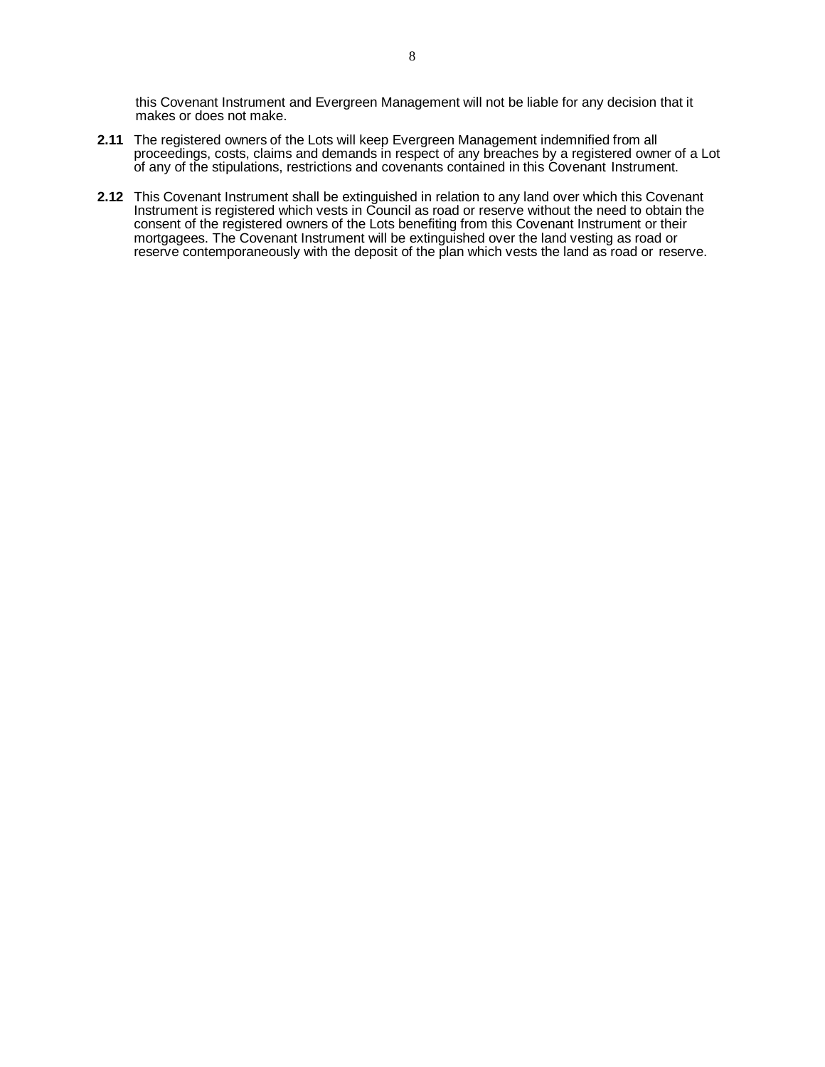this Covenant Instrument and Evergreen Management will not be liable for any decision that it makes or does not make.

**2.11** The registered owners of the Lots will keep Evergreen Management indemnified from all proceedings, costs, claims and demands in respect of any breaches by a registered owner of a Lot of any of the stipulations, restrictions and covenants contained in this Covenant Instrument.

**2.12** This Covenant Instrument shall be extinguished in relation to any land over which this Covenant Instrument is registered which vests in Council as road or reserve without the need to obtain the consent of the registered owners of the Lots benefiting from this Covenant Instrument or their mortgagees. The Covenant Instrument will be extinguished over the land vesting as road or reserve contemporaneously with the deposit of the plan which vests the land as road or reserve.